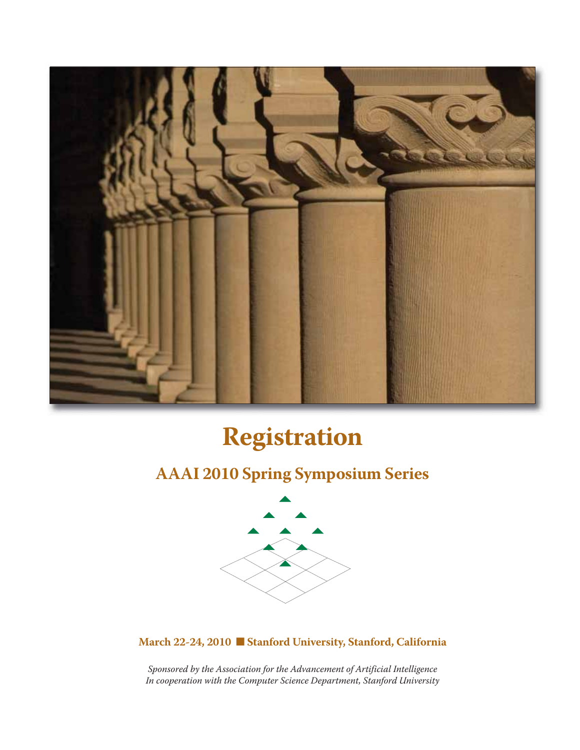# Registration

## AAAI 2010 Spring Symposium Series

**March 22-24, 2010 ■ Stanford University, Stanford, California**

*Sponsored by the Association for the Advancement of Artificial Intelligence*
*In cooperation with the Computer Science Department, Stanford University*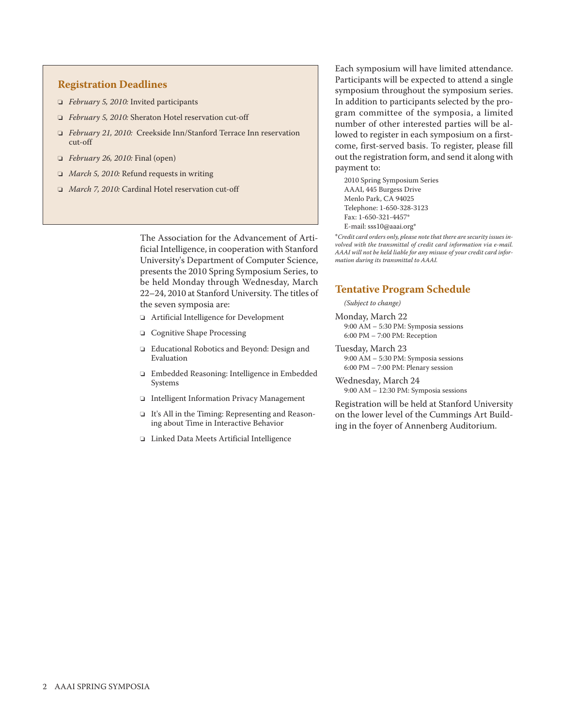## Registration Deadlines

- *February 5, 2010:* Invited participants
- *February 5, 2010:* Sheraton Hotel reservation cut-off
- *February 21, 2010:* Creekside Inn/Stanford Terrace Inn reservation cut-off
- *February 26, 2010:* Final (open)
- *March 5, 2010:* Refund requests in writing
- *March 7, 2010:* Cardinal Hotel reservation cut-off

The Association for the Advancement of Artificial Intelligence, in cooperation with Stanford University's Department of Computer Science, presents the 2010 Spring Symposium Series, to be held Monday through Wednesday, March 22–24, 2010 at Stanford University. The titles of the seven symposia are:

- Artificial Intelligence for Development
- Cognitive Shape Processing
- Educational Robotics and Beyond: Design and Evaluation
- Embedded Reasoning: Intelligence in Embedded Systems
- Intelligent Information Privacy Management
- It's All in the Timing: Representing and Reasoning about Time in Interactive Behavior
- Linked Data Meets Artificial Intelligence

Each symposium will have limited attendance. Participants will be expected to attend a single symposium throughout the symposium series. In addition to participants selected by the program committee of the symposia, a limited number of other interested parties will be allowed to register in each symposium on a first-come, first-served basis. To register, please fill out the registration form, and send it along with payment to:

2010 Spring Symposium Series
AAAI, 445 Burgess Drive
Menlo Park, CA 94025
Telephone: 1-650-328-3123
Fax: 1-650-321-4457*
E-mail: sss10@aaai.org*

**Credit card orders only, please note that there are security issues involved with the transmittal of credit card information via e-mail. AAAI will not be held liable for any misuse of your credit card information during its transmittal to AAAI.*

## Tentative Program Schedule

*(Subject to change)*

Monday, March 22
9:00 AM – 5:30 PM: Symposia sessions
6:00 PM – 7:00 PM: Reception

Tuesday, March 23
9:00 AM – 5:30 PM: Symposia sessions
6:00 PM – 7:00 PM: Plenary session

Wednesday, March 24
9:00 AM – 12:30 PM: Symposia sessions

Registration will be held at Stanford University on the lower level of the Cummings Art Building in the foyer of Annenberg Auditorium.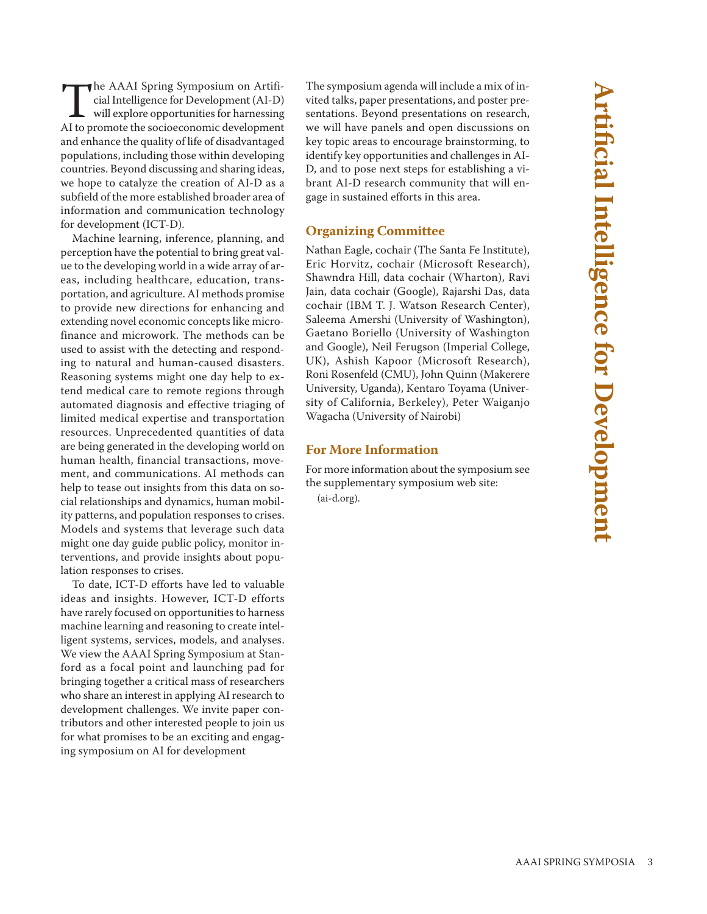# Artificial Intelligence for Development

The AAAI Spring Symposium on Artificial Intelligence for Development (AI-D) will explore opportunities for harnessing AI to promote the socioeconomic development and enhance the quality of life of disadvantaged populations, including those within developing countries. Beyond discussing and sharing ideas, we hope to catalyze the creation of AI-D as a subfield of the more established broader area of information and communication technology for development (ICT-D).

Machine learning, inference, planning, and perception have the potential to bring great value to the developing world in a wide array of areas, including healthcare, education, transportation, and agriculture. AI methods promise to provide new directions for enhancing and extending novel economic concepts like microfinance and microwork. The methods can be used to assist with the detecting and responding to natural and human-caused disasters. Reasoning systems might one day help to extend medical care to remote regions through automated diagnosis and effective triaging of limited medical expertise and transportation resources. Unprecedented quantities of data are being generated in the developing world on human health, financial transactions, movement, and communications. AI methods can help to tease out insights from this data on social relationships and dynamics, human mobility patterns, and population responses to crises. Models and systems that leverage such data might one day guide public policy, monitor interventions, and provide insights about population responses to crises.

To date, ICT-D efforts have led to valuable ideas and insights. However, ICT-D efforts have rarely focused on opportunities to harness machine learning and reasoning to create intelligent systems, services, models, and analyses. We view the AAAI Spring Symposium at Stanford as a focal point and launching pad for bringing together a critical mass of researchers who share an interest in applying AI research to development challenges. We invite paper contributors and other interested people to join us for what promises to be an exciting and engaging symposium on AI for development

The symposium agenda will include a mix of invited talks, paper presentations, and poster presentations. Beyond presentations on research, we will have panels and open discussions on key topic areas to encourage brainstorming, to identify key opportunities and challenges in AI-D, and to pose next steps for establishing a vibrant AI-D research community that will engage in sustained efforts in this area.

## Organizing Committee

Nathan Eagle, cochair (The Santa Fe Institute), Eric Horvitz, cochair (Microsoft Research), Shawndra Hill, data cochair (Wharton), Ravi Jain, data cochair (Google), Rajarshi Das, data cochair (IBM T. J. Watson Research Center), Saleema Amershi (University of Washington), Gaetano Boriello (University of Washington and Google), Neil Ferugson (Imperial College, UK), Ashish Kapoor (Microsoft Research), Roni Rosenfeld (CMU), John Quinn (Makerere University, Uganda), Kentaro Toyama (University of California, Berkeley), Peter Waiganjo Wagacha (University of Nairobi)

## For More Information

For more information about the symposium see the supplementary symposium web site: (ai-d.org).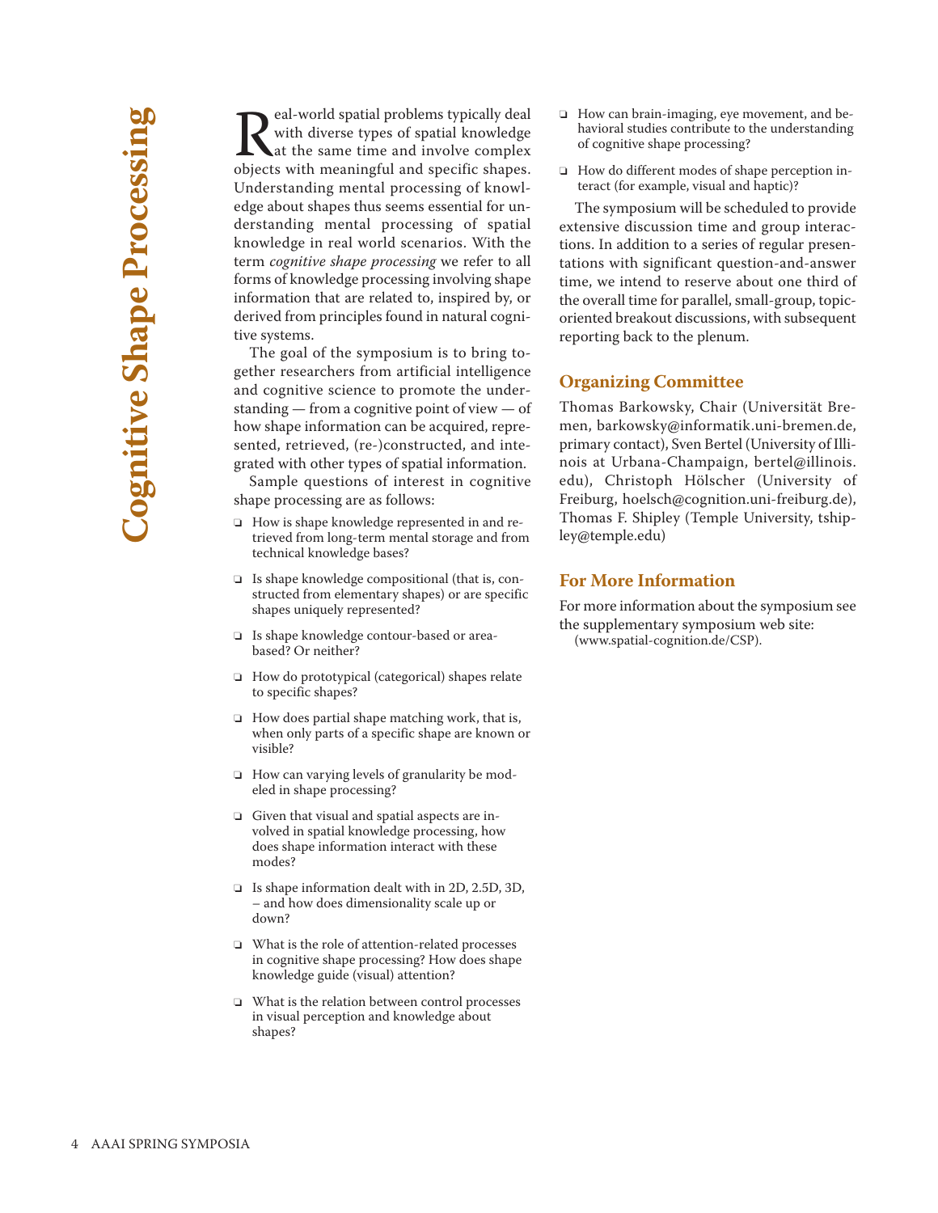# Cognitive Shape Processing

Real-world spatial problems typically deal with diverse types of spatial knowledge at the same time and involve complex objects with meaningful and specific shapes. Understanding mental processing of knowledge about shapes thus seems essential for understanding mental processing of spatial knowledge in real world scenarios. With the term *cognitive shape processing* we refer to all forms of knowledge processing involving shape information that are related to, inspired by, or derived from principles found in natural cognitive systems.

The goal of the symposium is to bring together researchers from artificial intelligence and cognitive science to promote the understanding — from a cognitive point of view — of how shape information can be acquired, represented, retrieved, (re-)constructed, and integrated with other types of spatial information.

Sample questions of interest in cognitive shape processing are as follows:

- How is shape knowledge represented in and retrieved from long-term mental storage and from technical knowledge bases?
- Is shape knowledge compositional (that is, constructed from elementary shapes) or are specific shapes uniquely represented?
- Is shape knowledge contour-based or area-based? Or neither?
- How do prototypical (categorical) shapes relate to specific shapes?
- How does partial shape matching work, that is, when only parts of a specific shape are known or visible?
- How can varying levels of granularity be modeled in shape processing?
- Given that visual and spatial aspects are involved in spatial knowledge processing, how does shape information interact with these modes?
- Is shape information dealt with in 2D, 2.5D, 3D, – and how does dimensionality scale up or down?
- What is the role of attention-related processes in cognitive shape processing? How does shape knowledge guide (visual) attention?
- What is the relation between control processes in visual perception and knowledge about shapes?
- How can brain-imaging, eye movement, and behavioral studies contribute to the understanding of cognitive shape processing?
- How do different modes of shape perception interact (for example, visual and haptic)?

The symposium will be scheduled to provide extensive discussion time and group interactions. In addition to a series of regular presentations with significant question-and-answer time, we intend to reserve about one third of the overall time for parallel, small-group, topic-oriented breakout discussions, with subsequent reporting back to the plenum.

## Organizing Committee

Thomas Barkowsky, Chair (Universität Bremen, barkowsky@informatik.uni-bremen.de, primary contact), Sven Bertel (University of Illinois at Urbana-Champaign, bertel@illinois.edu), Christoph Hölscher (University of Freiburg, hoelsch@cognition.uni-freiburg.de), Thomas F. Shipley (Temple University, tshipley@temple.edu)

## For More Information

For more information about the symposium see the supplementary symposium web site: (www.spatial-cognition.de/CSP).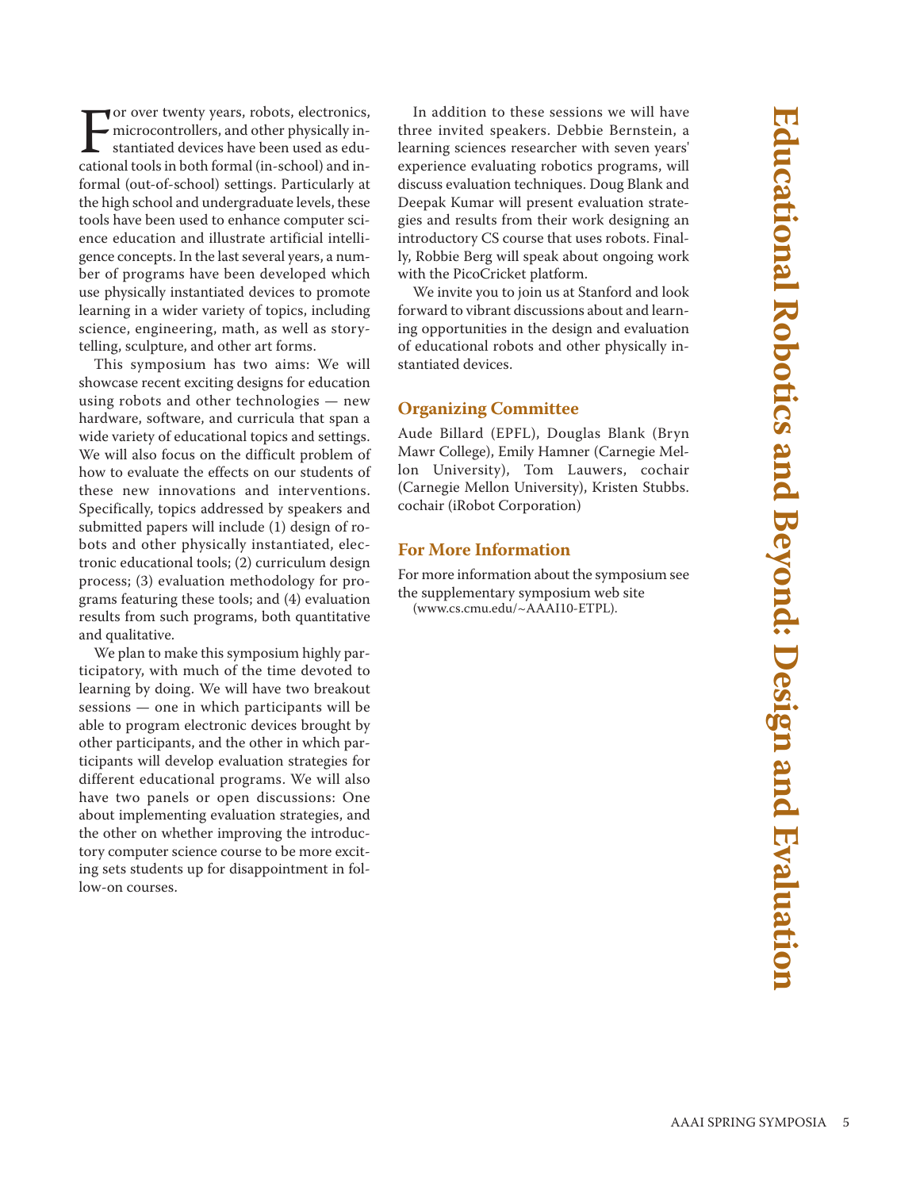# Educational Robotics and Beyond: Design and Evaluation

For over twenty years, robots, electronics, microcontrollers, and other physically instantiated devices have been used as educational tools in both formal (in-school) and informal (out-of-school) settings. Particularly at the high school and undergraduate levels, these tools have been used to enhance computer science education and illustrate artificial intelligence concepts. In the last several years, a number of programs have been developed which use physically instantiated devices to promote learning in a wider variety of topics, including science, engineering, math, as well as storytelling, sculpture, and other art forms.

This symposium has two aims: We will showcase recent exciting designs for education using robots and other technologies — new hardware, software, and curricula that span a wide variety of educational topics and settings. We will also focus on the difficult problem of how to evaluate the effects on our students of these new innovations and interventions. Specifically, topics addressed by speakers and submitted papers will include (1) design of robots and other physically instantiated, electronic educational tools; (2) curriculum design process; (3) evaluation methodology for programs featuring these tools; and (4) evaluation results from such programs, both quantitative and qualitative.

We plan to make this symposium highly participatory, with much of the time devoted to learning by doing. We will have two breakout sessions — one in which participants will be able to program electronic devices brought by other participants, and the other in which participants will develop evaluation strategies for different educational programs. We will also have two panels or open discussions: One about implementing evaluation strategies, and the other on whether improving the introductory computer science course to be more exciting sets students up for disappointment in follow-on courses.

In addition to these sessions we will have three invited speakers. Debbie Bernstein, a learning sciences researcher with seven years' experience evaluating robotics programs, will discuss evaluation techniques. Doug Blank and Deepak Kumar will present evaluation strategies and results from their work designing an introductory CS course that uses robots. Finally, Robbie Berg will speak about ongoing work with the PicoCricket platform.

We invite you to join us at Stanford and look forward to vibrant discussions about and learning opportunities in the design and evaluation of educational robots and other physically instantiated devices.

## Organizing Committee

Aude Billard (EPFL), Douglas Blank (Bryn Mawr College), Emily Hamner (Carnegie Mellon University), Tom Lauwers, cochair (Carnegie Mellon University), Kristen Stubbs. cochair (iRobot Corporation)

## For More Information

For more information about the symposium see the supplementary symposium web site (www.cs.cmu.edu/~AAAI10-ETPL).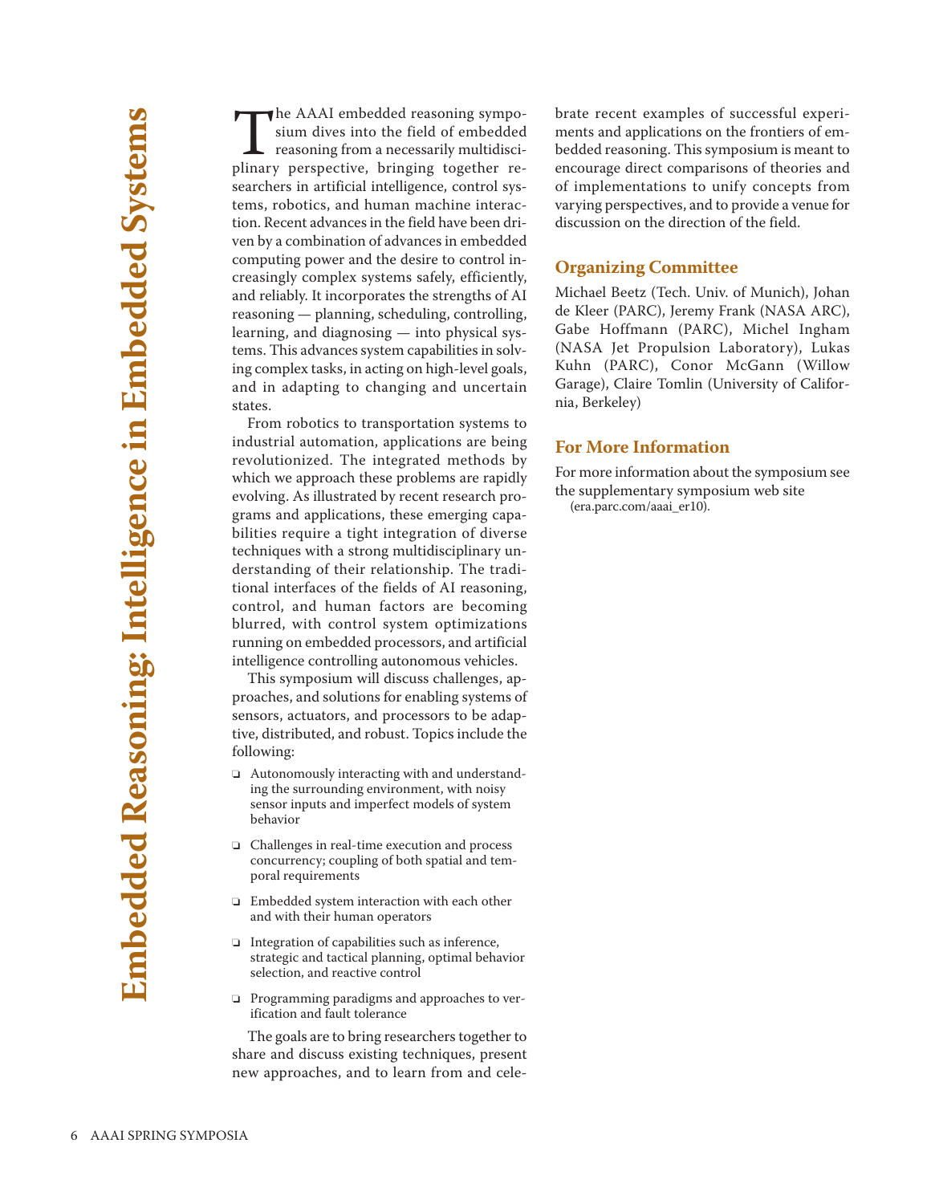# Embedded Reasoning: Intelligence in Embedded Systems

The AAAI embedded reasoning symposium dives into the field of embedded reasoning from a necessarily multidisciplinary perspective, bringing together researchers in artificial intelligence, control systems, robotics, and human machine interaction. Recent advances in the field have been driven by a combination of advances in embedded computing power and the desire to control increasingly complex systems safely, efficiently, and reliably. It incorporates the strengths of AI reasoning — planning, scheduling, controlling, learning, and diagnosing — into physical systems. This advances system capabilities in solving complex tasks, in acting on high-level goals, and in adapting to changing and uncertain states.

From robotics to transportation systems to industrial automation, applications are being revolutionized. The integrated methods by which we approach these problems are rapidly evolving. As illustrated by recent research programs and applications, these emerging capabilities require a tight integration of diverse techniques with a strong multidisciplinary understanding of their relationship. The traditional interfaces of the fields of AI reasoning, control, and human factors are becoming blurred, with control system optimizations running on embedded processors, and artificial intelligence controlling autonomous vehicles.

This symposium will discuss challenges, approaches, and solutions for enabling systems of sensors, actuators, and processors to be adaptive, distributed, and robust. Topics include the following:

- Autonomously interacting with and understanding the surrounding environment, with noisy sensor inputs and imperfect models of system behavior
- Challenges in real-time execution and process concurrency; coupling of both spatial and temporal requirements
- Embedded system interaction with each other and with their human operators
- Integration of capabilities such as inference, strategic and tactical planning, optimal behavior selection, and reactive control
- Programming paradigms and approaches to verification and fault tolerance

The goals are to bring researchers together to share and discuss existing techniques, present new approaches, and to learn from and celebrate recent examples of successful experiments and applications on the frontiers of embedded reasoning. This symposium is meant to encourage direct comparisons of theories and of implementations to unify concepts from varying perspectives, and to provide a venue for discussion on the direction of the field.

## Organizing Committee

Michael Beetz (Tech. Univ. of Munich), Johan de Kleer (PARC), Jeremy Frank (NASA ARC), Gabe Hoffmann (PARC), Michel Ingham (NASA Jet Propulsion Laboratory), Lukas Kuhn (PARC), Conor McGann (Willow Garage), Claire Tomlin (University of California, Berkeley)

## For More Information

For more information about the symposium see the supplementary symposium web site (era.parc.com/aaai_er10).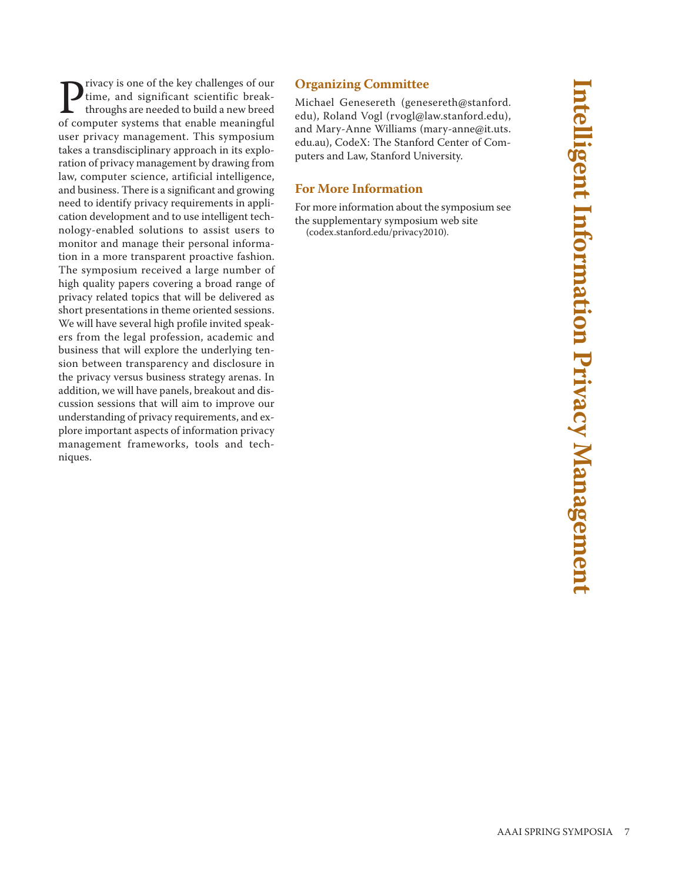# Intelligent Information Privacy Management

Privacy is one of the key challenges of our time, and significant scientific breakthroughs are needed to build a new breed of computer systems that enable meaningful user privacy management. This symposium takes a transdisciplinary approach in its exploration of privacy management by drawing from law, computer science, artificial intelligence, and business. There is a significant and growing need to identify privacy requirements in application development and to use intelligent technology-enabled solutions to assist users to monitor and manage their personal information in a more transparent proactive fashion. The symposium received a large number of high quality papers covering a broad range of privacy related topics that will be delivered as short presentations in theme oriented sessions. We will have several high profile invited speakers from the legal profession, academic and business that will explore the underlying tension between transparency and disclosure in the privacy versus business strategy arenas. In addition, we will have panels, breakout and discussion sessions that will aim to improve our understanding of privacy requirements, and explore important aspects of information privacy management frameworks, tools and techniques.

## Organizing Committee

Michael Genesereth (genesereth@stanford.edu), Roland Vogl (rvogl@law.stanford.edu), and Mary-Anne Williams (mary-anne@it.uts.edu.au), CodeX: The Stanford Center of Computers and Law, Stanford University.

## For More Information

For more information about the symposium see the supplementary symposium web site (codex.stanford.edu/privacy2010).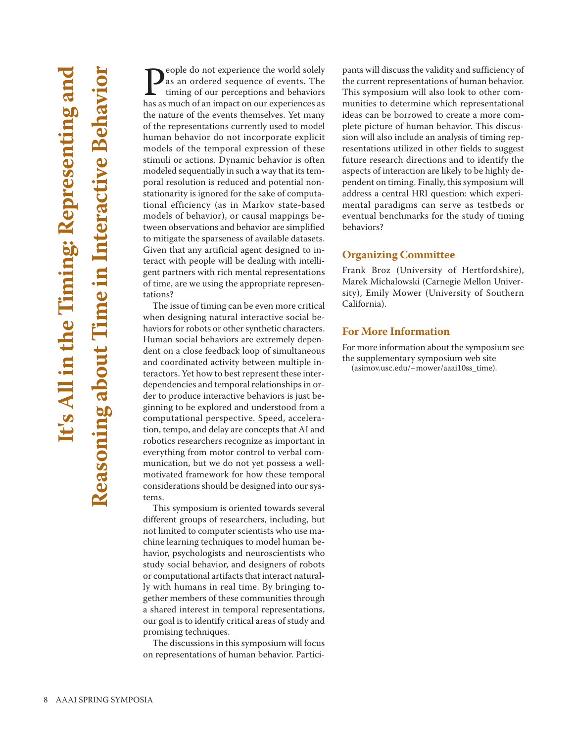# It's All in the Timing: Representing and Reasoning about Time in Interactive Behavior

People do not experience the world solely as an ordered sequence of events. The timing of our perceptions and behaviors has as much of an impact on our experiences as the nature of the events themselves. Yet many of the representations currently used to model human behavior do not incorporate explicit models of the temporal expression of these stimuli or actions. Dynamic behavior is often modeled sequentially in such a way that its temporal resolution is reduced and potential nonstationarity is ignored for the sake of computational efficiency (as in Markov state-based models of behavior), or causal mappings between observations and behavior are simplified to mitigate the sparseness of available datasets. Given that any artificial agent designed to interact with people will be dealing with intelligent partners with rich mental representations of time, are we using the appropriate representations?

The issue of timing can be even more critical when designing natural interactive social behaviors for robots or other synthetic characters. Human social behaviors are extremely dependent on a close feedback loop of simultaneous and coordinated activity between multiple interactors. Yet how to best represent these interdependencies and temporal relationships in order to produce interactive behaviors is just beginning to be explored and understood from a computational perspective. Speed, acceleration, tempo, and delay are concepts that AI and robotics researchers recognize as important in everything from motor control to verbal communication, but we do not yet possess a well-motivated framework for how these temporal considerations should be designed into our systems.

This symposium is oriented towards several different groups of researchers, including, but not limited to computer scientists who use machine learning techniques to model human behavior, psychologists and neuroscientists who study social behavior, and designers of robots or computational artifacts that interact naturally with humans in real time. By bringing together members of these communities through a shared interest in temporal representations, our goal is to identify critical areas of study and promising techniques.

The discussions in this symposium will focus on representations of human behavior. Participants will discuss the validity and sufficiency of the current representations of human behavior. This symposium will also look to other communities to determine which representational ideas can be borrowed to create a more complete picture of human behavior. This discussion will also include an analysis of timing representations utilized in other fields to suggest future research directions and to identify the aspects of interaction are likely to be highly dependent on timing. Finally, this symposium will address a central HRI question: which experimental paradigms can serve as testbeds or eventual benchmarks for the study of timing behaviors?

## Organizing Committee

Frank Broz (University of Hertfordshire), Marek Michalowski (Carnegie Mellon University), Emily Mower (University of Southern California).

## For More Information

For more information about the symposium see the supplementary symposium web site (asimov.usc.edu/~mower/aaai10ss_time).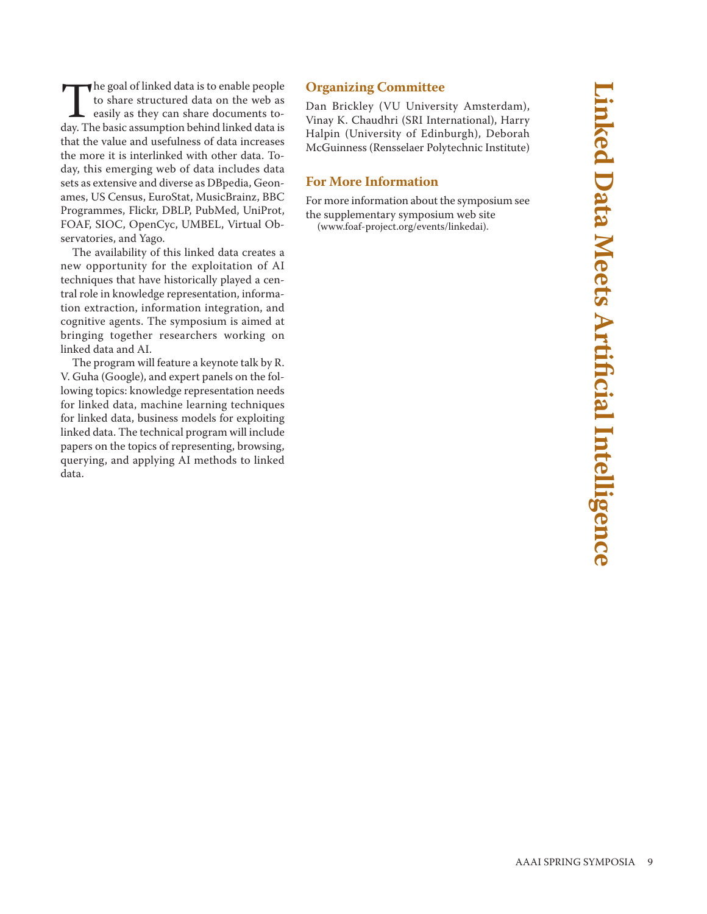# Linked Data Meets Artificial Intelligence

The goal of linked data is to enable people to share structured data on the web as easily as they can share documents today. The basic assumption behind linked data is that the value and usefulness of data increases the more it is interlinked with other data. Today, this emerging web of data includes data sets as extensive and diverse as DBpedia, Geonames, US Census, EuroStat, MusicBrainz, BBC Programmes, Flickr, DBLP, PubMed, UniProt, FOAF, SIOC, OpenCyc, UMBEL, Virtual Observatories, and Yago.

The availability of this linked data creates a new opportunity for the exploitation of AI techniques that have historically played a central role in knowledge representation, information extraction, information integration, and cognitive agents. The symposium is aimed at bringing together researchers working on linked data and AI.

The program will feature a keynote talk by R. V. Guha (Google), and expert panels on the following topics: knowledge representation needs for linked data, machine learning techniques for linked data, business models for exploiting linked data. The technical program will include papers on the topics of representing, browsing, querying, and applying AI methods to linked data.

## Organizing Committee

Dan Brickley (VU University Amsterdam), Vinay K. Chaudhri (SRI International), Harry Halpin (University of Edinburgh), Deborah McGuinness (Rensselaer Polytechnic Institute)

## For More Information

For more information about the symposium see the supplementary symposium web site (www.foaf-project.org/events/linkedai).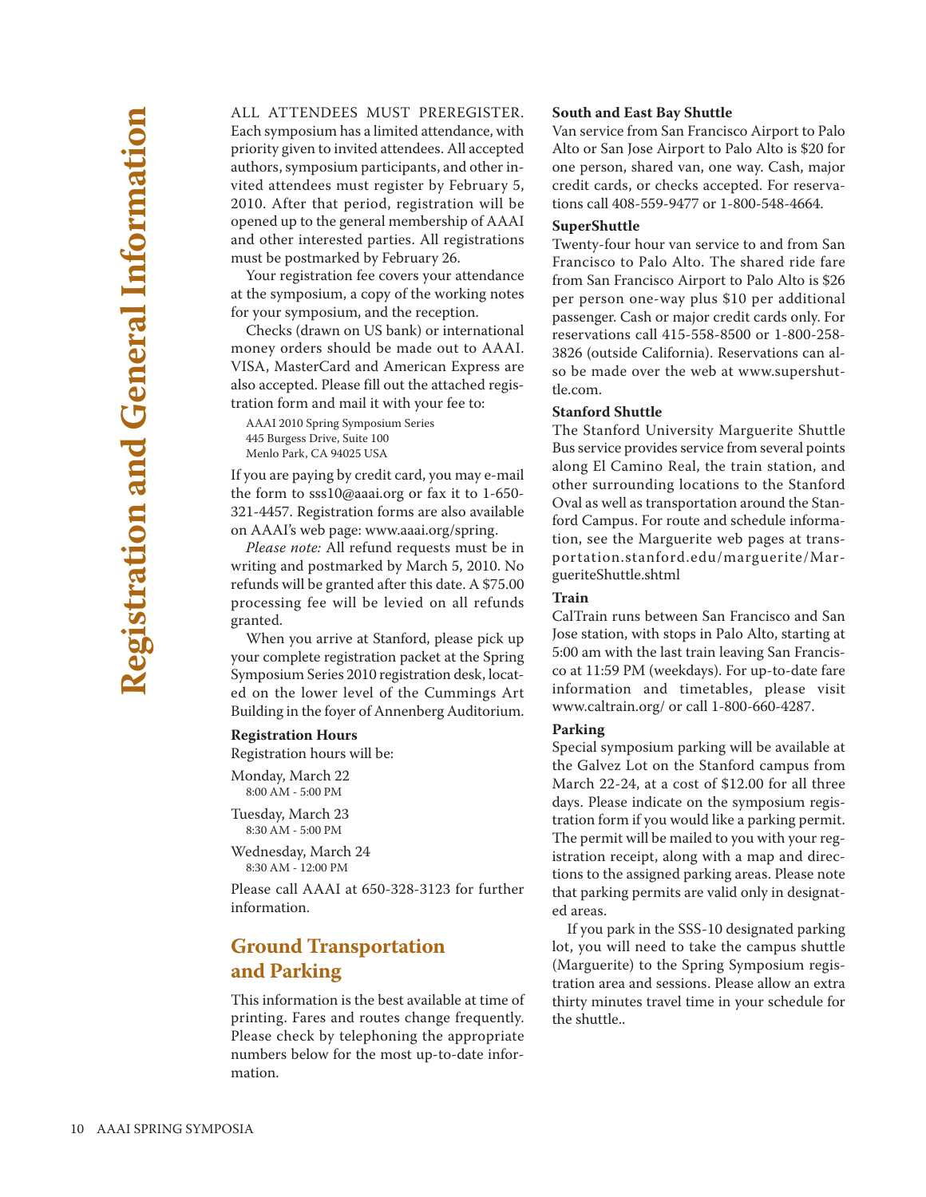# Registration and General Information

ALL ATTENDEES MUST PREREGISTER. Each symposium has a limited attendance, with priority given to invited attendees. All accepted authors, symposium participants, and other invited attendees must register by February 5, 2010. After that period, registration will be opened up to the general membership of AAAI and other interested parties. All registrations must be postmarked by February 26.

Your registration fee covers your attendance at the symposium, a copy of the working notes for your symposium, and the reception.

Checks (drawn on US bank) or international money orders should be made out to AAAI. VISA, MasterCard and American Express are also accepted. Please fill out the attached registration form and mail it with your fee to:

AAAI 2010 Spring Symposium Series
445 Burgess Drive, Suite 100
Menlo Park, CA 94025 USA

If you are paying by credit card, you may e-mail the form to sss10@aaai.org or fax it to 1-650-321-4457. Registration forms are also available on AAAI's web page: www.aaai.org/spring.

*Please note:* All refund requests must be in writing and postmarked by March 5, 2010. No refunds will be granted after this date. A $75.00 processing fee will be levied on all refunds granted.

When you arrive at Stanford, please pick up your complete registration packet at the Spring Symposium Series 2010 registration desk, located on the lower level of the Cummings Art Building in the foyer of Annenberg Auditorium.

### Registration Hours

Registration hours will be:

Monday, March 22
8:00 AM - 5:00 PM

Tuesday, March 23
8:30 AM - 5:00 PM

Wednesday, March 24
8:30 AM - 12:00 PM

Please call AAAI at 650-328-3123 for further information.

## Ground Transportation and Parking

This information is the best available at time of printing. Fares and routes change frequently. Please check by telephoning the appropriate numbers below for the most up-to-date information.

### South and East Bay Shuttle

Van service from San Francisco Airport to Palo Alto or San Jose Airport to Palo Alto is $20 for one person, shared van, one way. Cash, major credit cards, or checks accepted. For reservations call 408-559-9477 or 1-800-548-4664.

### SuperShuttle

Twenty-four hour van service to and from San Francisco to Palo Alto. The shared ride fare from San Francisco Airport to Palo Alto is $26 per person one-way plus $10 per additional passenger. Cash or major credit cards only. For reservations call 415-558-8500 or 1-800-258-3826 (outside California). Reservations can also be made over the web at www.supershuttle.com.

### Stanford Shuttle

The Stanford University Marguerite Shuttle Bus service provides service from several points along El Camino Real, the train station, and other surrounding locations to the Stanford Oval as well as transportation around the Stanford Campus. For route and schedule information, see the Marguerite web pages at transportation.stanford.edu/marguerite/MargueriteShuttle.shtml

### Train

CalTrain runs between San Francisco and San Jose station, with stops in Palo Alto, starting at 5:00 am with the last train leaving San Francisco at 11:59 PM (weekdays). For up-to-date fare information and timetables, please visit www.caltrain.org/ or call 1-800-660-4287.

### Parking

Special symposium parking will be available at the Galvez Lot on the Stanford campus from March 22-24, at a cost of $12.00 for all three days. Please indicate on the symposium registration form if you would like a parking permit. The permit will be mailed to you with your registration receipt, along with a map and directions to the assigned parking areas. Please note that parking permits are valid only in designated areas.

If you park in the SSS-10 designated parking lot, you will need to take the campus shuttle (Marguerite) to the Spring Symposium registration area and sessions. Please allow an extra thirty minutes travel time in your schedule for the shuttle..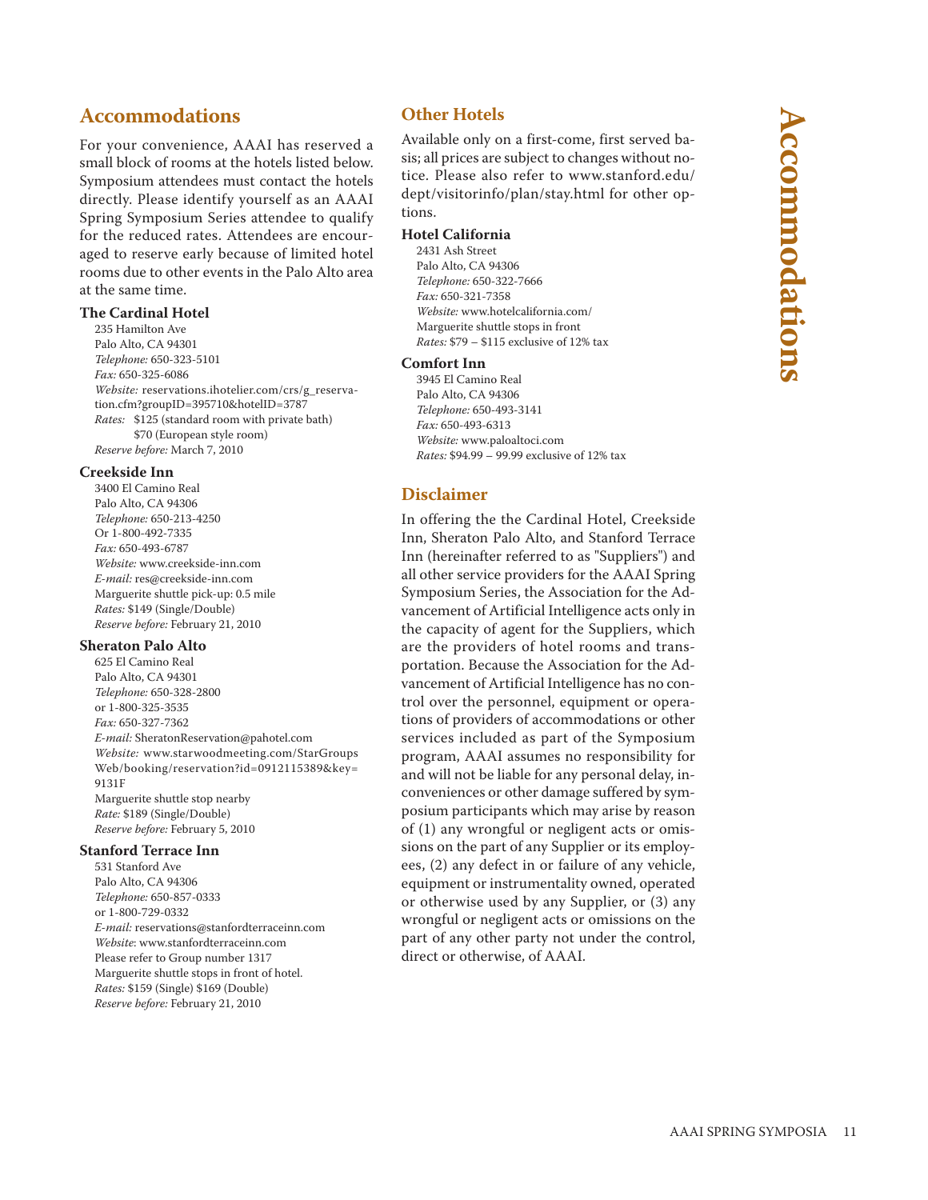## Accommodations

For your convenience, AAAI has reserved a small block of rooms at the hotels listed below. Symposium attendees must contact the hotels directly. Please identify yourself as an AAAI Spring Symposium Series attendee to qualify for the reduced rates. Attendees are encouraged to reserve early because of limited hotel rooms due to other events in the Palo Alto area at the same time.

### The Cardinal Hotel

235 Hamilton Ave
Palo Alto, CA 94301
*Telephone:* 650-323-5101
*Fax:* 650-325-6086
*Website:* reservations.ihotelier.com/crs/g_reservation.cfm?groupID=395710&hotelID=3787
*Rates:* $125 (standard room with private bath)
$70 (European style room)
*Reserve before:* March 7, 2010

### Creekside Inn

3400 El Camino Real
Palo Alto, CA 94306
*Telephone:* 650-213-4250
Or 1-800-492-7335
*Fax:* 650-493-6787
*Website:* www.creekside-inn.com
*E-mail:* res@creekside-inn.com
Marguerite shuttle pick-up: 0.5 mile
*Rates:* $149 (Single/Double)
*Reserve before:* February 21, 2010

### Sheraton Palo Alto

625 El Camino Real
Palo Alto, CA 94301
*Telephone:* 650-328-2800
or 1-800-325-3535
*Fax:* 650-327-7362
*E-mail:* SheratonReservation@pahotel.com
*Website:* www.starwoodmeeting.com/StarGroupsWeb/booking/reservation?id=0912115389&key=9131F
Marguerite shuttle stop nearby
*Rate:* $189 (Single/Double)
*Reserve before:* February 5, 2010

### Stanford Terrace Inn

531 Stanford Ave
Palo Alto, CA 94306
*Telephone:* 650-857-0333
or 1-800-729-0332
*E-mail:* reservations@stanfordterraceinn.com
*Website*: www.stanfordterraceinn.com
Please refer to Group number 1317
Marguerite shuttle stops in front of hotel.
*Rates:* $159 (Single) $169 (Double)
*Reserve before:* February 21, 2010

## Other Hotels

Available only on a first-come, first served basis; all prices are subject to changes without notice. Please also refer to www.stanford.edu/dept/visitorinfo/plan/stay.html for other options.

### Hotel California

2431 Ash Street
Palo Alto, CA 94306
*Telephone:* 650-322-7666
*Fax:* 650-321-7358
*Website:* www.hotelcalifornia.com/
Marguerite shuttle stops in front
*Rates:* $79 – $115 exclusive of 12% tax

### Comfort Inn

3945 El Camino Real
Palo Alto, CA 94306
*Telephone:* 650-493-3141
*Fax:* 650-493-6313
*Website:* www.paloaltoci.com
*Rates:* $94.99 – 99.99 exclusive of 12% tax

## Disclaimer

In offering the the Cardinal Hotel, Creekside Inn, Sheraton Palo Alto, and Stanford Terrace Inn (hereinafter referred to as "Suppliers") and all other service providers for the AAAI Spring Symposium Series, the Association for the Advancement of Artificial Intelligence acts only in the capacity of agent for the Suppliers, which are the providers of hotel rooms and transportation. Because the Association for the Advancement of Artificial Intelligence has no control over the personnel, equipment or operations of providers of accommodations or other services included as part of the Symposium program, AAAI assumes no responsibility for and will not be liable for any personal delay, inconveniences or other damage suffered by symposium participants which may arise by reason of (1) any wrongful or negligent acts or omissions on the part of any Supplier or its employees, (2) any defect in or failure of any vehicle, equipment or instrumentality owned, operated or otherwise used by any Supplier, or (3) any wrongful or negligent acts or omissions on the part of any other party not under the control, direct or otherwise, of AAAI.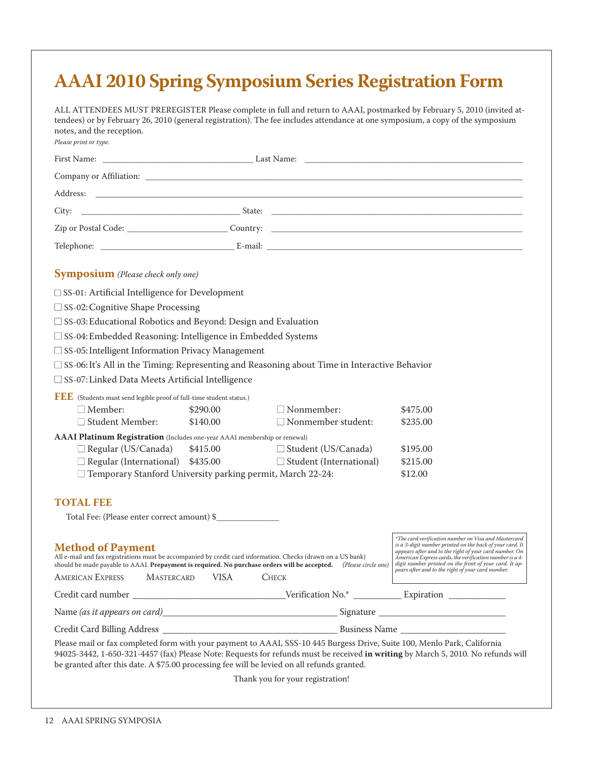# AAAI 2010 Spring Symposium Series Registration Form

ALL ATTENDEES MUST PREREGISTER Please complete in full and return to AAAI, postmarked by February 5, 2010 (invited attendees) or by February 26, 2010 (general registration). The fee includes attendance at one symposium, a copy of the symposium notes, and the reception.

*Please print or type.*

First Name: ______________________ Last Name: ______________________

Company or Affiliation: ______________________

Address: ______________________

City: ______________________ State: ______________________

Zip or Postal Code: ______________________ Country: ______________________

Telephone: ______________________ E-mail: ______________________

## Symposium *(Please check only one)*

☐ SS-01: Artificial Intelligence for Development

☐ SS-02: Cognitive Shape Processing

☐ SS-03: Educational Robotics and Beyond: Design and Evaluation

☐ SS-04: Embedded Reasoning: Intelligence in Embedded Systems

☐ SS-05: Intelligent Information Privacy Management

☐ SS-06: It's All in the Timing: Representing and Reasoning about Time in Interactive Behavior

☐ SS-07: Linked Data Meets Artificial Intelligence

## FEE (Students must send legible proof of full-time student status.)

| | | | |
|---|---|---|---|
| ☐ Member: | $290.00 | ☐ Nonmember: | $475.00 |
| ☐ Student Member: | $140.00 | ☐ Nonmember student: | $235.00 |

**AAAI Platinum Registration** (Includes one-year AAAI membership or renewal)

| | | | |
|---|---|---|---|
| ☐ Regular (US/Canada) | $415.00 | ☐ Student (US/Canada) | $195.00 |
| ☐ Regular (International) | $435.00 | ☐ Student (International) | $215.00 |

☐ Temporary Stanford University parking permit, March 22-24: $12.00

## TOTAL FEE

Total Fee: (Please enter correct amount) $______________

## Method of Payment

All e-mail and fax registrations must be accompanied by credit card information. Checks (drawn on a US bank) should be made payable to AAAI. **Prepayment is required. No purchase orders will be accepted.** *(Please circle one)*

AMERICAN EXPRESS   MASTERCARD   VISA   CHECK

*\*The card verification number on Visa and Mastercard is a 3-digit number printed on the back of your card. It appears after and to the right of your card number. On American Express cards, the verification number is a 4-digit number printed on the front of your card. It appears after and to the right of your card number.*

Credit card number ______________________ Verification No.* __________ Expiration ____________

Name *(as it appears on card)* ______________________ Signature ______________________

Credit Card Billing Address ______________________ Business Name ______________________

Please mail or fax completed form with your payment to AAAI, SSS-10 445 Burgess Drive, Suite 100, Menlo Park, California 94025-3442, 1-650-321-4457 (fax) Please Note: Requests for refunds must be received **in writing** by March 5, 2010. No refunds will be granted after this date. A $75.00 processing fee will be levied on all refunds granted.

Thank you for your registration!